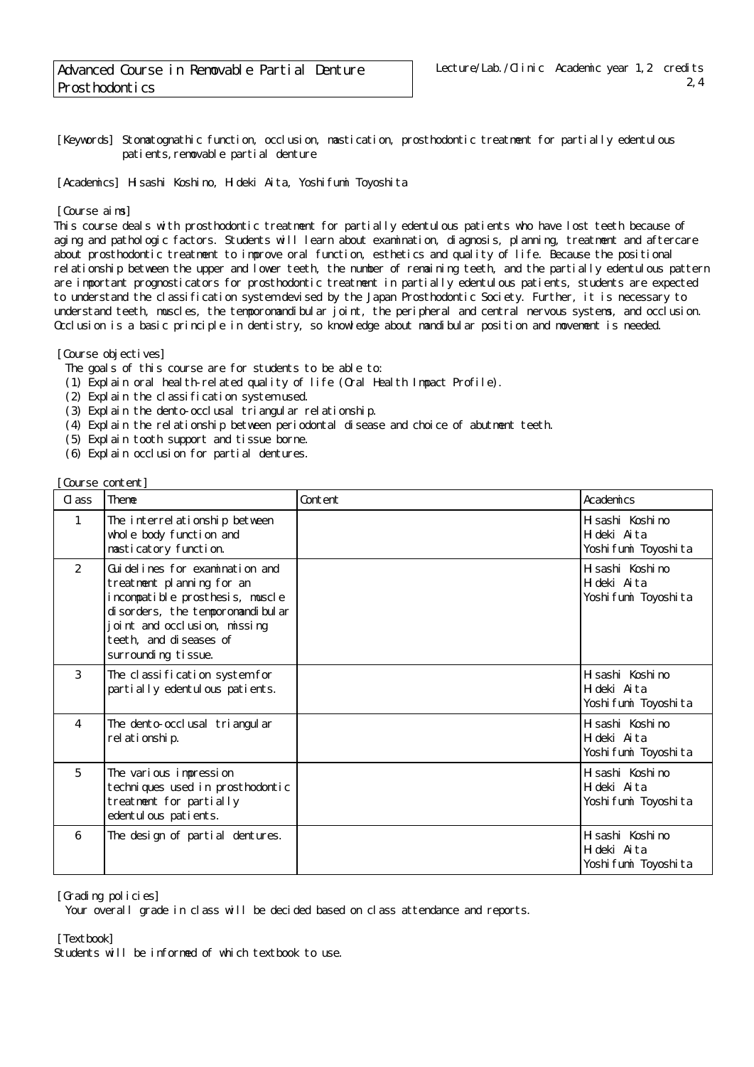# Advanced Course in Removable Partial Denture Prosthodontics

Lecture/Lab./Clinic Academic year 1,2 credits 2,4

[Keywords] Stomatognathic function, occlusion, mastication, prosthodontic treatment for partially edentulous patients,removable partial denture

[Academics] Hisashi Koshino, Hideki Aita, Yoshifumi Toyoshita

[Course aims]
This course deals with prosthodontic treatment for partially edentulous patients who have lost teeth because of aging and pathologic factors. Students will learn about examination, diagnosis, planning, treatment and aftercare about prosthodontic treatment to improve oral function, esthetics and quality of life. Because the positional relationship between the upper and lower teeth, the number of remaining teeth, and the partially edentulous pattern are important prognosticators for prosthodontic treatment in partially edentulous patients, students are expected to understand the classification system devised by the Japan Prosthodontic Society. Further, it is necessary to understand teeth, muscles, the temporomandibular joint, the peripheral and central nervous systems, and occlusion. Occlusion is a basic principle in dentistry, so knowledge about mandibular position and movement is needed.

[Course objectives]
The goals of this course are for students to be able to:
(1) Explain oral health-related quality of life (Oral Health Impact Profile).
(2) Explain the classification system used.
(3) Explain the dento-occlusal triangular relationship.
(4) Explain the relationship between periodontal disease and choice of abutment teeth.
(5) Explain tooth support and tissue borne.
(6) Explain occlusion for partial dentures.

[Course content]

| Class | Theme | Content | Academics |
|---|---|---|---|
| 1 | The interrelationship between whole body function and masticatory function. | | Hisashi Koshino<br>Hideki Aita<br>Yoshifumi Toyoshita |
| 2 | Guidelines for examination and treatment planning for an incompatible prosthesis, muscle disorders, the temporomandibular joint and occlusion, missing teeth, and diseases of surrounding tissue. | | Hisashi Koshino<br>Hideki Aita<br>Yoshifumi Toyoshita |
| 3 | The classification system for partially edentulous patients. | | Hisashi Koshino<br>Hideki Aita<br>Yoshifumi Toyoshita |
| 4 | The dento-occlusal triangular relationship. | | Hisashi Koshino<br>Hideki Aita<br>Yoshifumi Toyoshita |
| 5 | The various impression techniques used in prosthodontic treatment for partially edentulous patients. | | Hisashi Koshino<br>Hideki Aita<br>Yoshifumi Toyoshita |
| 6 | The design of partial dentures. | | Hisashi Koshino<br>Hideki Aita<br>Yoshifumi Toyoshita |

[Grading policies]
Your overall grade in class will be decided based on class attendance and reports.

[Textbook]
Students will be informed of which textbook to use.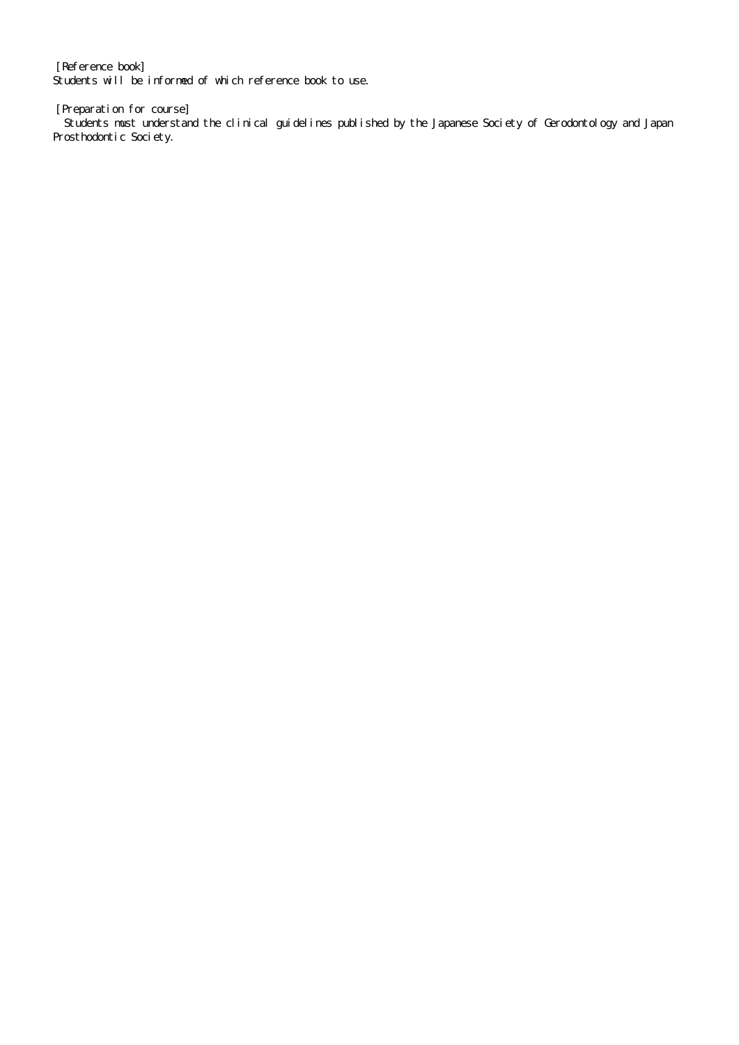[Reference book]
Students will be informed of which reference book to use.

[Preparation for course]
Students must understand the clinical guidelines published by the Japanese Society of Gerodontology and Japan Prosthodontic Society.